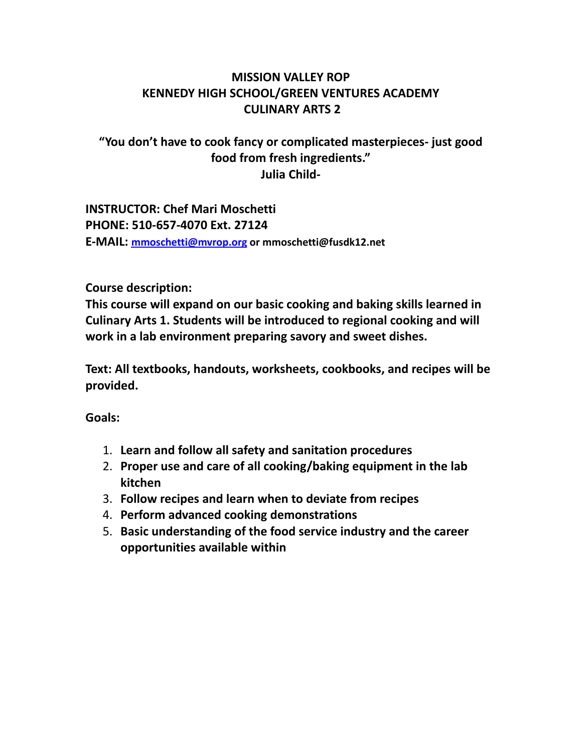# MISSION VALLEY ROP
# KENNEDY HIGH SCHOOL/GREEN VENTURES ACADEMY
# CULINARY ARTS 2

**"You don't have to cook fancy or complicated masterpieces- just good food from fresh ingredients."**
**Julia Child-**

**INSTRUCTOR: Chef Mari Moschetti**
**PHONE: 510-657-4070 Ext. 27124**
**E-MAIL: mmoschetti@mvrop.org or mmoschetti@fusdk12.net**

**Course description:**
**This course will expand on our basic cooking and baking skills learned in Culinary Arts 1. Students will be introduced to regional cooking and will work in a lab environment preparing savory and sweet dishes.**

**Text: All textbooks, handouts, worksheets, cookbooks, and recipes will be provided.**

**Goals:**

1. **Learn and follow all safety and sanitation procedures**
2. **Proper use and care of all cooking/baking equipment in the lab kitchen**
3. **Follow recipes and learn when to deviate from recipes**
4. **Perform advanced cooking demonstrations**
5. **Basic understanding of the food service industry and the career opportunities available within**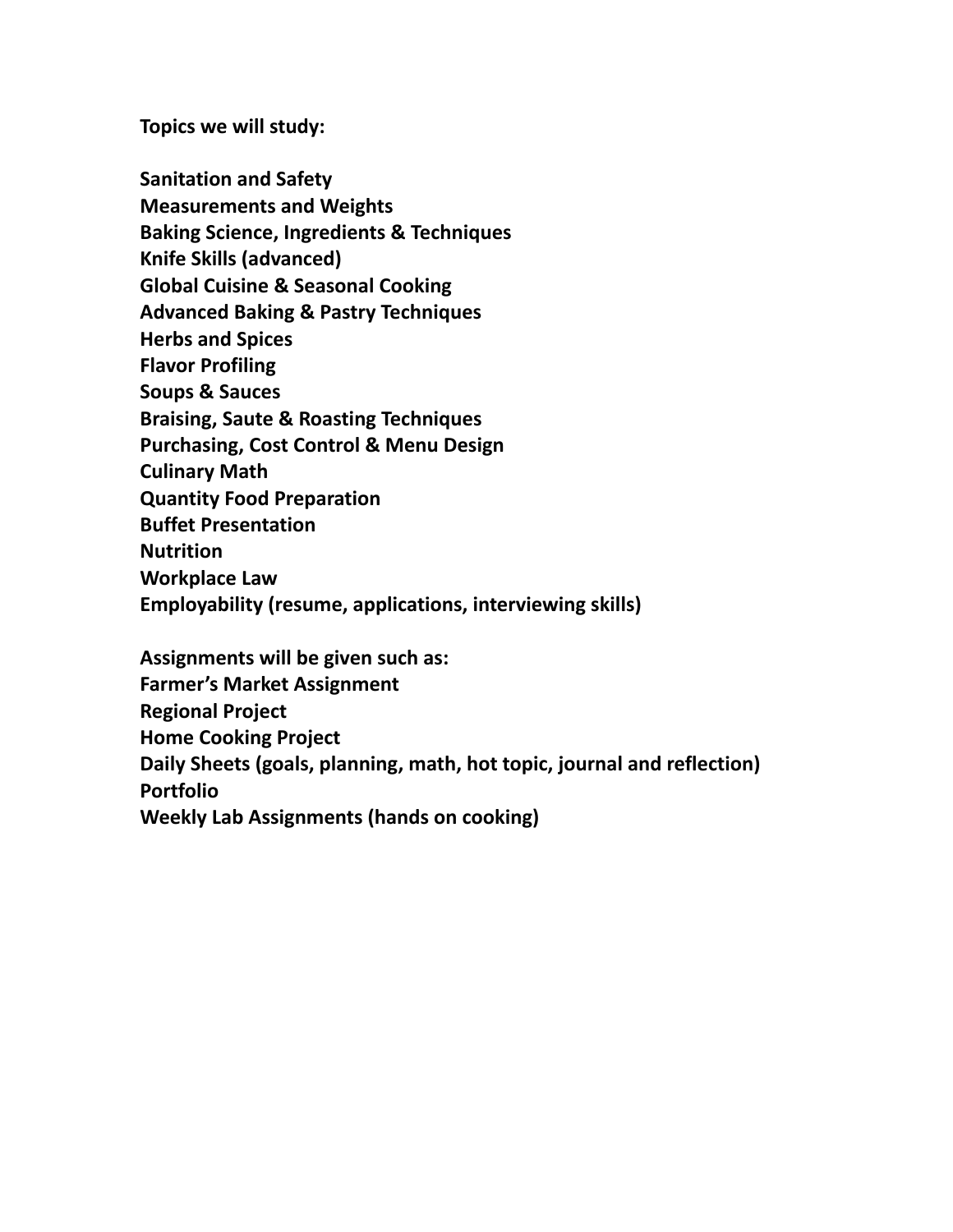**Topics we will study:**

**Sanitation and Safety**
**Measurements and Weights**
**Baking Science, Ingredients & Techniques**
**Knife Skills (advanced)**
**Global Cuisine & Seasonal Cooking**
**Advanced Baking & Pastry Techniques**
**Herbs and Spices**
**Flavor Profiling**
**Soups & Sauces**
**Braising, Saute & Roasting Techniques**
**Purchasing, Cost Control & Menu Design**
**Culinary Math**
**Quantity Food Preparation**
**Buffet Presentation**
**Nutrition**
**Workplace Law**
**Employability (resume, applications, interviewing skills)**

**Assignments will be given such as:**
**Farmer's Market Assignment**
**Regional Project**
**Home Cooking Project**
**Daily Sheets (goals, planning, math, hot topic, journal and reflection)**
**Portfolio**
**Weekly Lab Assignments (hands on cooking)**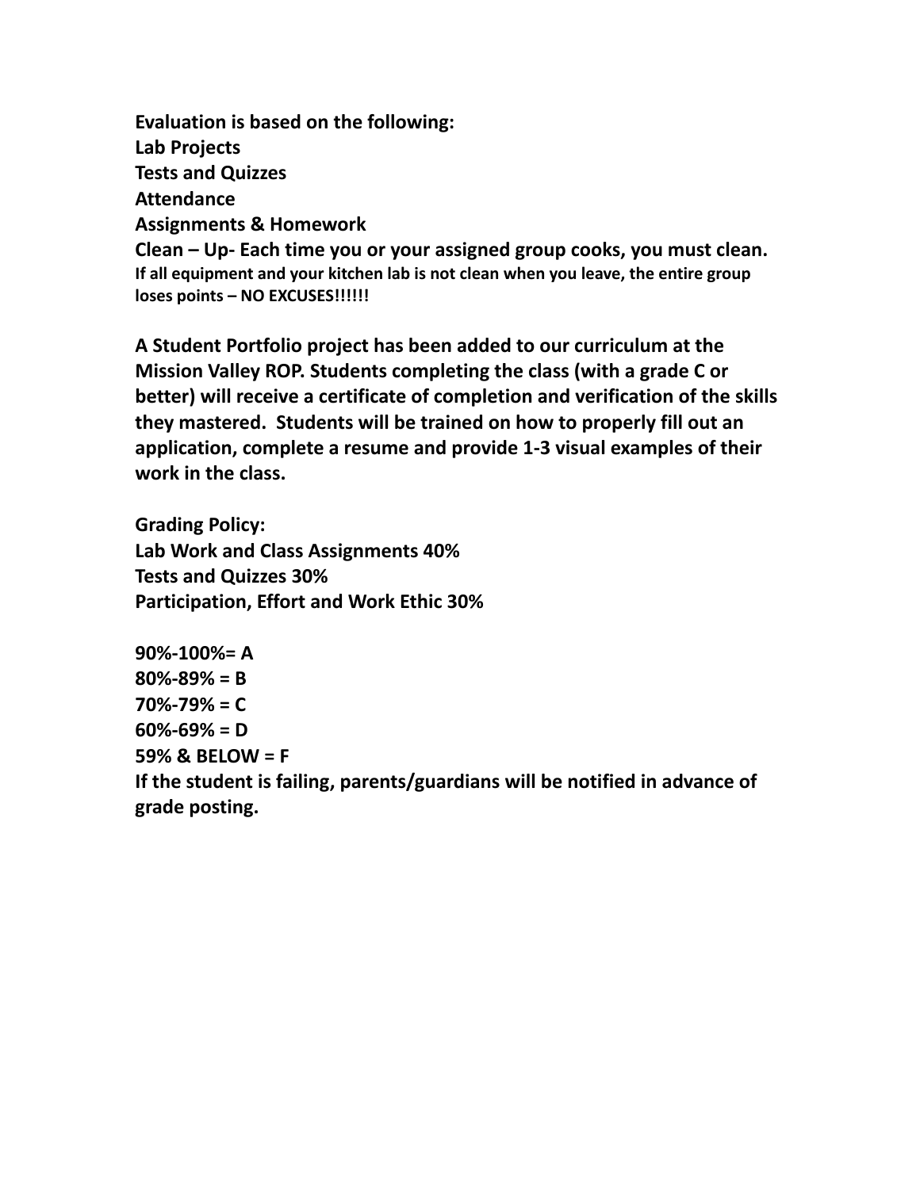**Evaluation is based on the following:**
**Lab Projects**
**Tests and Quizzes**
**Attendance**
**Assignments & Homework**
**Clean – Up- Each time you or your assigned group cooks, you must clean.**
**If all equipment and your kitchen lab is not clean when you leave, the entire group loses points – NO EXCUSES!!!!!!**

**A Student Portfolio project has been added to our curriculum at the Mission Valley ROP. Students completing the class (with a grade C or better) will receive a certificate of completion and verification of the skills they mastered. Students will be trained on how to properly fill out an application, complete a resume and provide 1-3 visual examples of their work in the class.**

**Grading Policy:**
**Lab Work and Class Assignments 40%**
**Tests and Quizzes 30%**
**Participation, Effort and Work Ethic 30%**

**90%-100%= A**
**80%-89% = B**
**70%-79% = C**
**60%-69% = D**
**59% & BELOW = F**
**If the student is failing, parents/guardians will be notified in advance of grade posting.**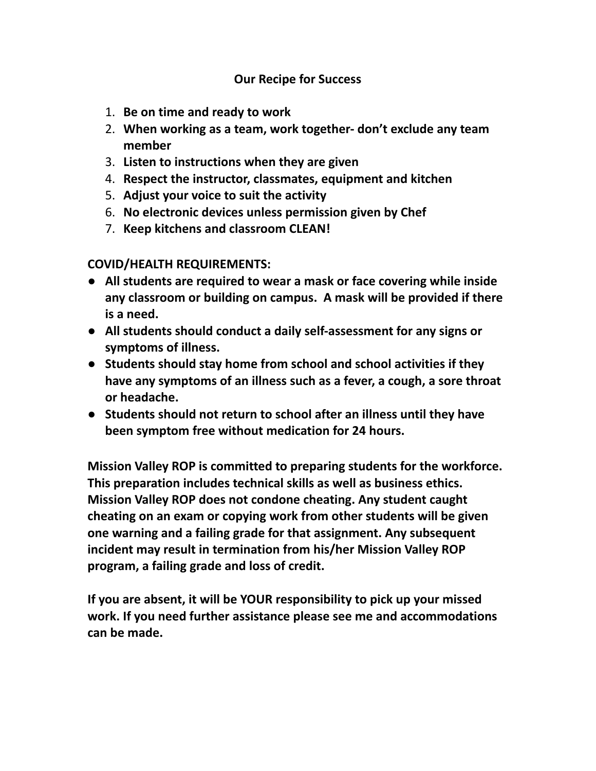## Our Recipe for Success

1. **Be on time and ready to work**
2. **When working as a team, work together- don't exclude any team member**
3. **Listen to instructions when they are given**
4. **Respect the instructor, classmates, equipment and kitchen**
5. **Adjust your voice to suit the activity**
6. **No electronic devices unless permission given by Chef**
7. **Keep kitchens and classroom CLEAN!**

**COVID/HEALTH REQUIREMENTS:**

- **All students are required to wear a mask or face covering while inside any classroom or building on campus. A mask will be provided if there is a need.**
- **All students should conduct a daily self-assessment for any signs or symptoms of illness.**
- **Students should stay home from school and school activities if they have any symptoms of an illness such as a fever, a cough, a sore throat or headache.**
- **Students should not return to school after an illness until they have been symptom free without medication for 24 hours.**

**Mission Valley ROP is committed to preparing students for the workforce. This preparation includes technical skills as well as business ethics. Mission Valley ROP does not condone cheating. Any student caught cheating on an exam or copying work from other students will be given one warning and a failing grade for that assignment. Any subsequent incident may result in termination from his/her Mission Valley ROP program, a failing grade and loss of credit.**

**If you are absent, it will be YOUR responsibility to pick up your missed work. If you need further assistance please see me and accommodations can be made.**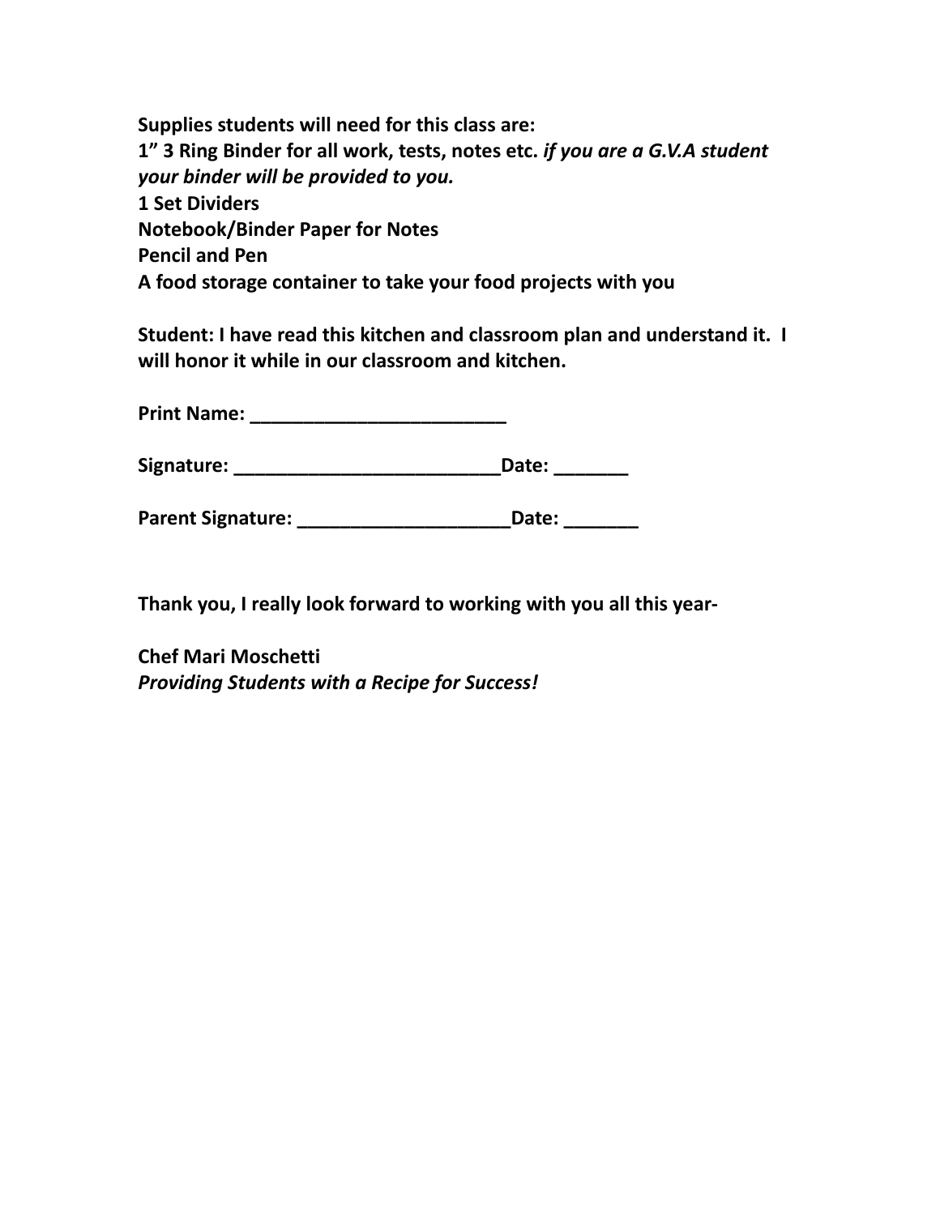**Supplies students will need for this class are:**
**1" 3 Ring Binder for all work, tests, notes etc.** ***if you are a G.V.A student your binder will be provided to you.***
**1 Set Dividers**
**Notebook/Binder Paper for Notes**
**Pencil and Pen**
**A food storage container to take your food projects with you**

**Student: I have read this kitchen and classroom plan and understand it. I will honor it while in our classroom and kitchen.**

**Print Name: ________________________**

**Signature: _________________________Date: _______**

**Parent Signature: ____________________Date: _______**

**Thank you, I really look forward to working with you all this year-**

**Chef Mari Moschetti**
***Providing Students with a Recipe for Success!***